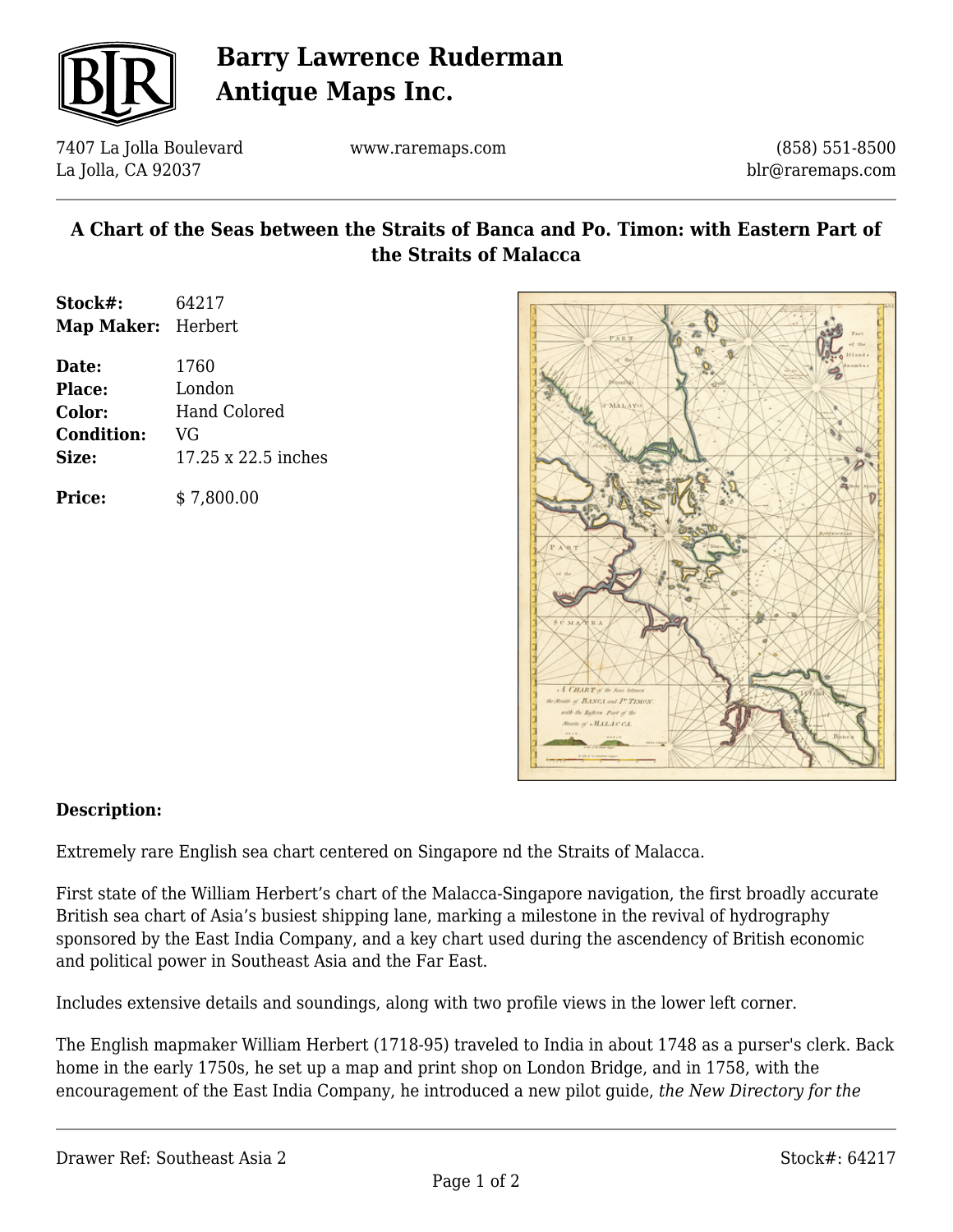# Barry Lawrence Ruderman Antique Maps Inc.

7407 La Jolla Boulevard
La Jolla, CA 92037

www.raremaps.com

(858) 551-8500
blr@raremaps.com

## A Chart of the Seas between the Straits of Banca and Po. Timon: with Eastern Part of the Straits of Malacca

**Stock#:** 64217
**Map Maker:** Herbert

**Date:** 1760
**Place:** London
**Color:** Hand Colored
**Condition:** VG
**Size:** 17.25 x 22.5 inches

**Price:** $ 7,800.00

### Description:

Extremely rare English sea chart centered on Singapore nd the Straits of Malacca.

First state of the William Herbert's chart of the Malacca-Singapore navigation, the first broadly accurate British sea chart of Asia's busiest shipping lane, marking a milestone in the revival of hydrography sponsored by the East India Company, and a key chart used during the ascendency of British economic and political power in Southeast Asia and the Far East.

Includes extensive details and soundings, along with two profile views in the lower left corner.

The English mapmaker William Herbert (1718-95) traveled to India in about 1748 as a purser's clerk. Back home in the early 1750s, he set up a map and print shop on London Bridge, and in 1758, with the encouragement of the East India Company, he introduced a new pilot guide, *the New Directory for the*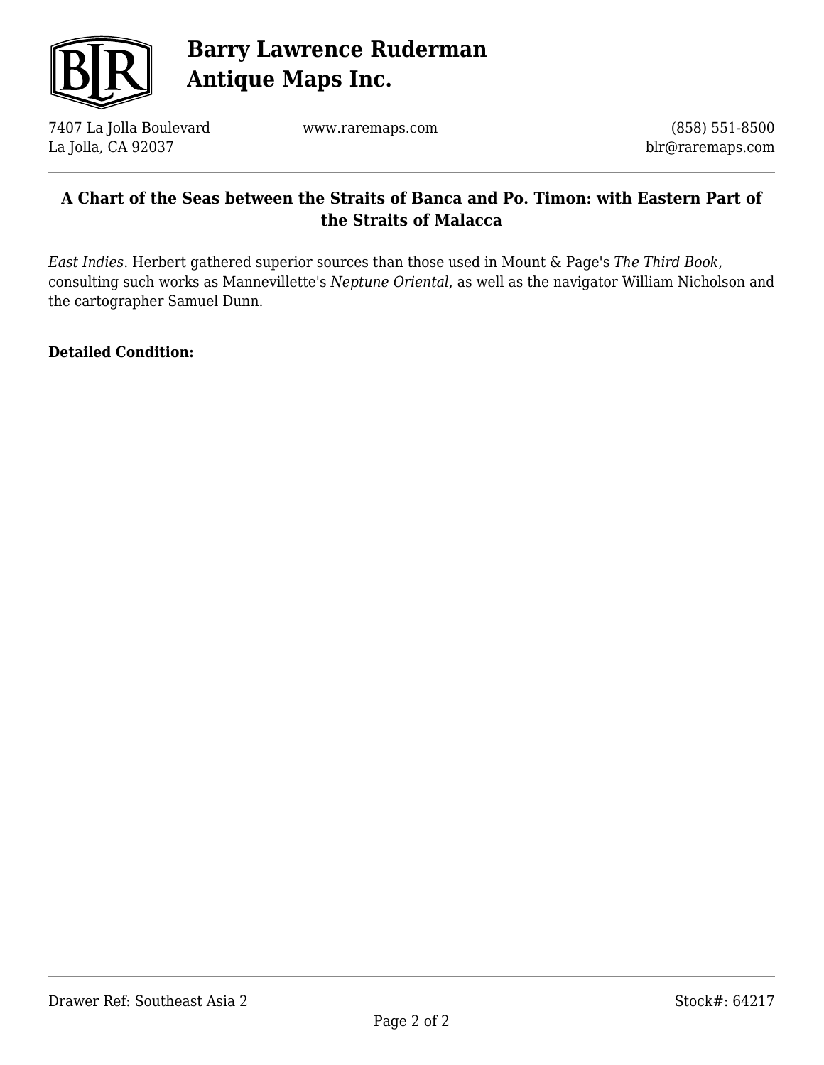## A Chart of the Seas between the Straits of Banca and Po. Timon: with Eastern Part of the Straits of Malacca

*East Indies*. Herbert gathered superior sources than those used in Mount & Page's *The Third Book*, consulting such works as Mannevillette's *Neptune Oriental*, as well as the navigator William Nicholson and the cartographer Samuel Dunn.

**Detailed Condition:**

Drawer Ref: Southeast Asia 2

Stock#: 64217